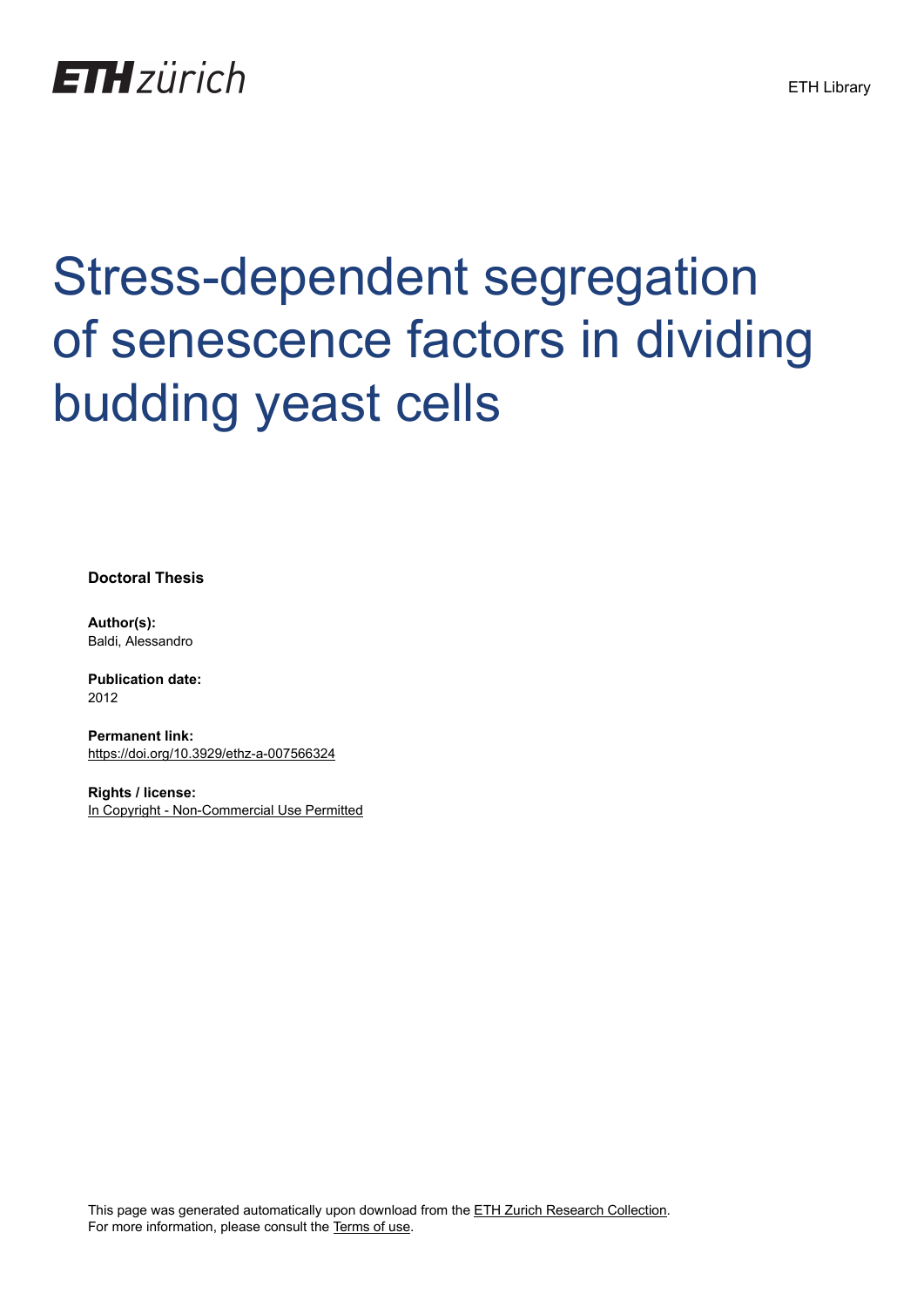# Stress-dependent segregation of senescence factors in dividing budding yeast cells

**Doctoral Thesis**

**Author(s):**
Baldi, Alessandro

**Publication date:**
2012

**Permanent link:**
https://doi.org/10.3929/ethz-a-007566324

**Rights / license:**
In Copyright - Non-Commercial Use Permitted

This page was generated automatically upon download from the ETH Zurich Research Collection.
For more information, please consult the Terms of use.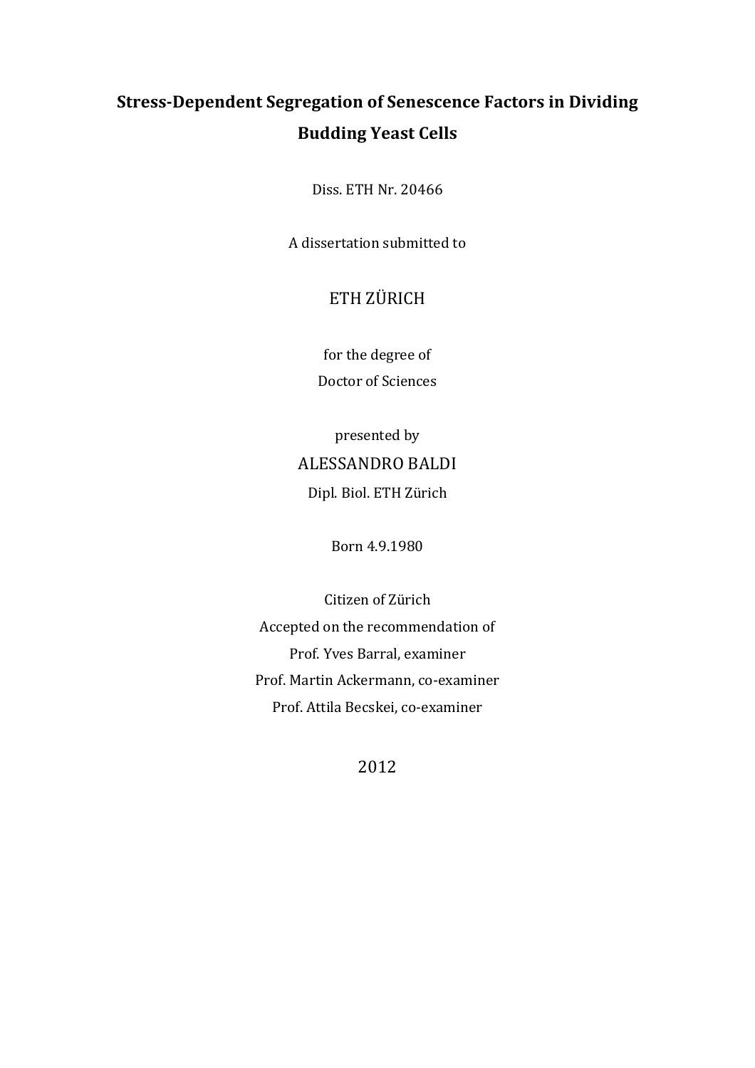# Stress-Dependent Segregation of Senescence Factors in Dividing Budding Yeast Cells

Diss. ETH Nr. 20466

A dissertation submitted to

ETH ZÜRICH

for the degree of

Doctor of Sciences

presented by

ALESSANDRO BALDI

Dipl. Biol. ETH Zürich

Born 4.9.1980

Citizen of Zürich

Accepted on the recommendation of

Prof. Yves Barral, examiner

Prof. Martin Ackermann, co-examiner

Prof. Attila Becskei, co-examiner

2012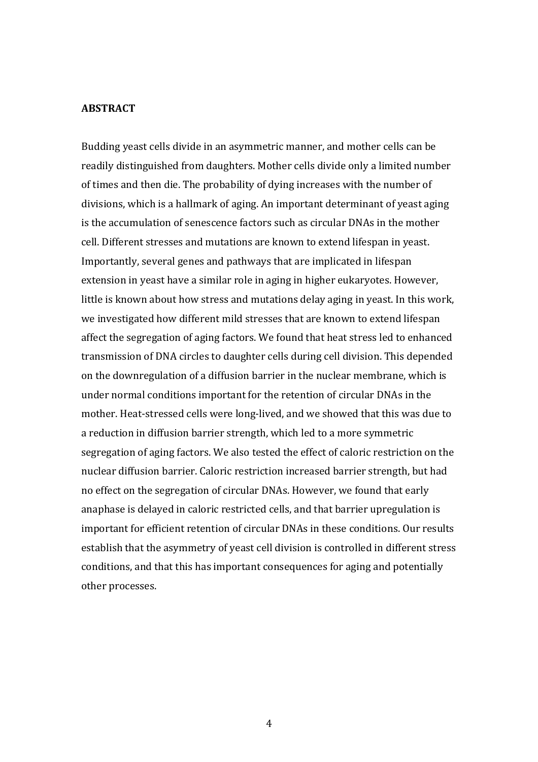**ABSTRACT**

Budding yeast cells divide in an asymmetric manner, and mother cells can be readily distinguished from daughters. Mother cells divide only a limited number of times and then die. The probability of dying increases with the number of divisions, which is a hallmark of aging. An important determinant of yeast aging is the accumulation of senescence factors such as circular DNAs in the mother cell. Different stresses and mutations are known to extend lifespan in yeast. Importantly, several genes and pathways that are implicated in lifespan extension in yeast have a similar role in aging in higher eukaryotes. However, little is known about how stress and mutations delay aging in yeast. In this work, we investigated how different mild stresses that are known to extend lifespan affect the segregation of aging factors. We found that heat stress led to enhanced transmission of DNA circles to daughter cells during cell division. This depended on the downregulation of a diffusion barrier in the nuclear membrane, which is under normal conditions important for the retention of circular DNAs in the mother. Heat-stressed cells were long-lived, and we showed that this was due to a reduction in diffusion barrier strength, which led to a more symmetric segregation of aging factors. We also tested the effect of caloric restriction on the nuclear diffusion barrier. Caloric restriction increased barrier strength, but had no effect on the segregation of circular DNAs. However, we found that early anaphase is delayed in caloric restricted cells, and that barrier upregulation is important for efficient retention of circular DNAs in these conditions. Our results establish that the asymmetry of yeast cell division is controlled in different stress conditions, and that this has important consequences for aging and potentially other processes.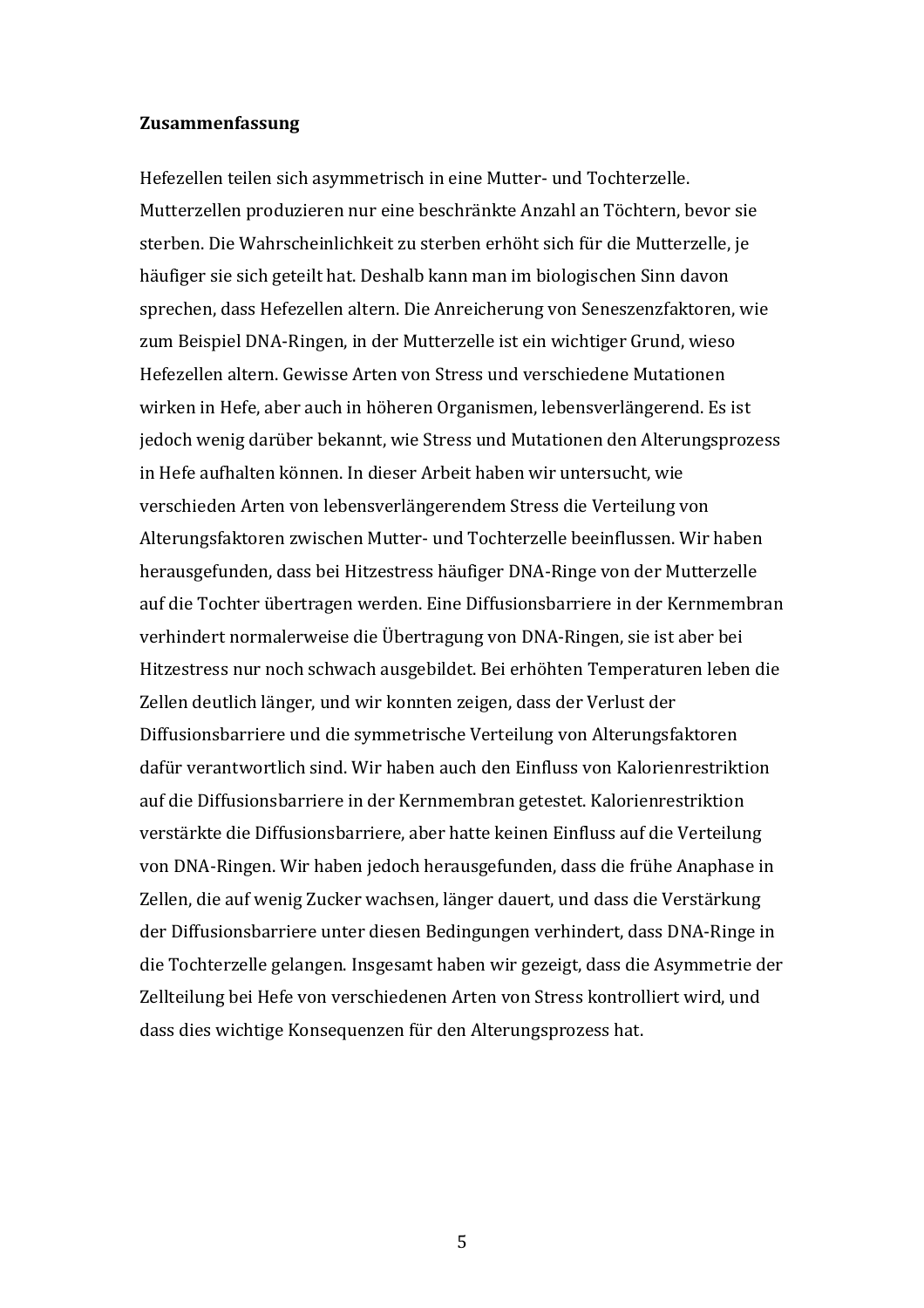**Zusammenfassung**

Hefezellen teilen sich asymmetrisch in eine Mutter- und Tochterzelle. Mutterzellen produzieren nur eine beschränkte Anzahl an Töchtern, bevor sie sterben. Die Wahrscheinlichkeit zu sterben erhöht sich für die Mutterzelle, je häufiger sie sich geteilt hat. Deshalb kann man im biologischen Sinn davon sprechen, dass Hefezellen altern. Die Anreicherung von Seneszenzfaktoren, wie zum Beispiel DNA-Ringen, in der Mutterzelle ist ein wichtiger Grund, wieso Hefezellen altern. Gewisse Arten von Stress und verschiedene Mutationen wirken in Hefe, aber auch in höheren Organismen, lebensverlängerend. Es ist jedoch wenig darüber bekannt, wie Stress und Mutationen den Alterungsprozess in Hefe aufhalten können. In dieser Arbeit haben wir untersucht, wie verschieden Arten von lebensverlängerendem Stress die Verteilung von Alterungsfaktoren zwischen Mutter- und Tochterzelle beeinflussen. Wir haben herausgefunden, dass bei Hitzestress häufiger DNA-Ringe von der Mutterzelle auf die Tochter übertragen werden. Eine Diffusionsbarriere in der Kernmembran verhindert normalerweise die Übertragung von DNA-Ringen, sie ist aber bei Hitzestress nur noch schwach ausgebildet. Bei erhöhten Temperaturen leben die Zellen deutlich länger, und wir konnten zeigen, dass der Verlust der Diffusionsbarriere und die symmetrische Verteilung von Alterungsfaktoren dafür verantwortlich sind. Wir haben auch den Einfluss von Kalorienrestriktion auf die Diffusionsbarriere in der Kernmembran getestet. Kalorienrestriktion verstärkte die Diffusionsbarriere, aber hatte keinen Einfluss auf die Verteilung von DNA-Ringen. Wir haben jedoch herausgefunden, dass die frühe Anaphase in Zellen, die auf wenig Zucker wachsen, länger dauert, und dass die Verstärkung der Diffusionsbarriere unter diesen Bedingungen verhindert, dass DNA-Ringe in die Tochterzelle gelangen. Insgesamt haben wir gezeigt, dass die Asymmetrie der Zellteilung bei Hefe von verschiedenen Arten von Stress kontrolliert wird, und dass dies wichtige Konsequenzen für den Alterungsprozess hat.